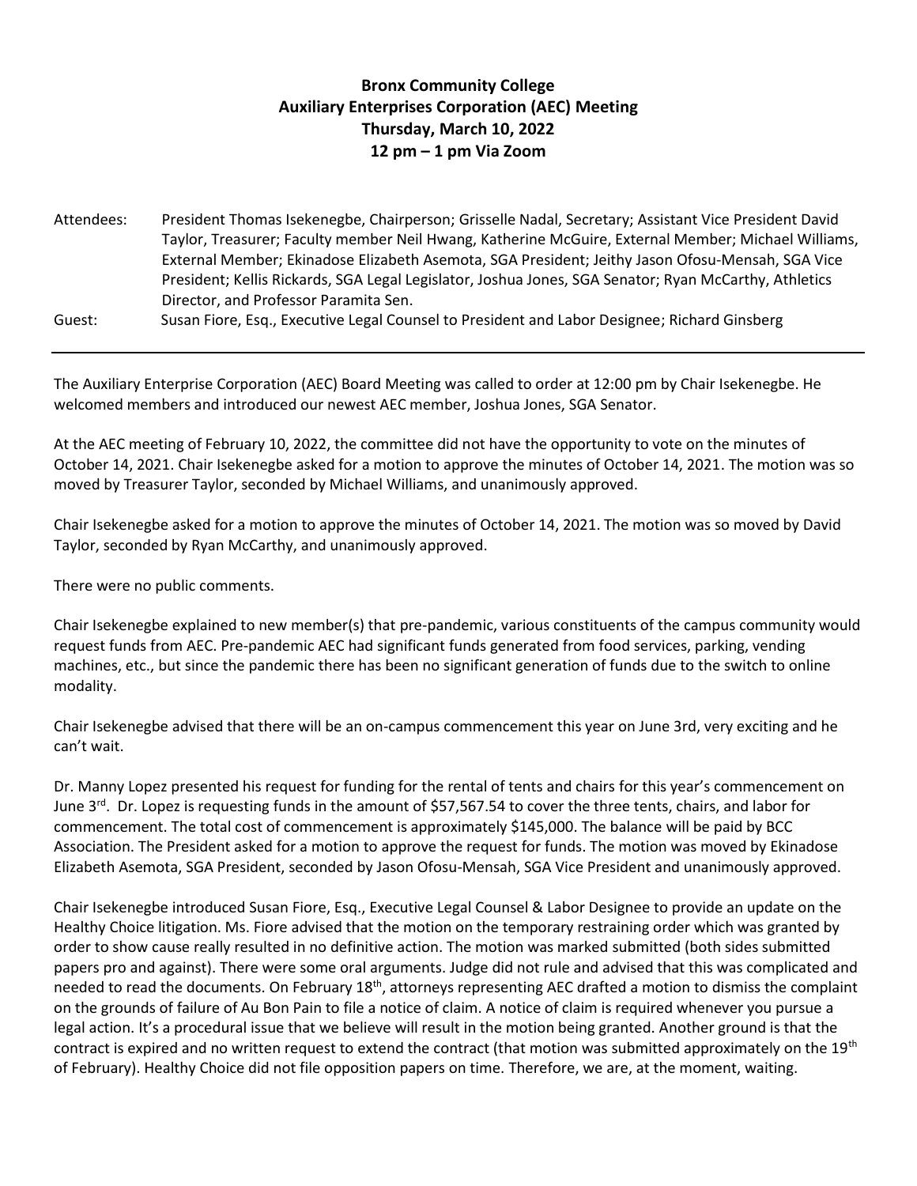# Bronx Community College
## Auxiliary Enterprises Corporation (AEC) Meeting
### Thursday, March 10, 2022
### 12 pm – 1 pm Via Zoom

Attendees: President Thomas Isekenegbe, Chairperson; Grisselle Nadal, Secretary; Assistant Vice President David Taylor, Treasurer; Faculty member Neil Hwang, Katherine McGuire, External Member; Michael Williams, External Member; Ekinadose Elizabeth Asemota, SGA President; Jeithy Jason Ofosu-Mensah, SGA Vice President; Kellis Rickards, SGA Legal Legislator, Joshua Jones, SGA Senator; Ryan McCarthy, Athletics Director, and Professor Paramita Sen.

Guest: Susan Fiore, Esq., Executive Legal Counsel to President and Labor Designee; Richard Ginsberg

---

The Auxiliary Enterprise Corporation (AEC) Board Meeting was called to order at 12:00 pm by Chair Isekenegbe. He welcomed members and introduced our newest AEC member, Joshua Jones, SGA Senator.

At the AEC meeting of February 10, 2022, the committee did not have the opportunity to vote on the minutes of October 14, 2021. Chair Isekenegbe asked for a motion to approve the minutes of October 14, 2021. The motion was so moved by Treasurer Taylor, seconded by Michael Williams, and unanimously approved.

Chair Isekenegbe asked for a motion to approve the minutes of October 14, 2021. The motion was so moved by David Taylor, seconded by Ryan McCarthy, and unanimously approved.

There were no public comments.

Chair Isekenegbe explained to new member(s) that pre-pandemic, various constituents of the campus community would request funds from AEC. Pre-pandemic AEC had significant funds generated from food services, parking, vending machines, etc., but since the pandemic there has been no significant generation of funds due to the switch to online modality.

Chair Isekenegbe advised that there will be an on-campus commencement this year on June 3rd, very exciting and he can't wait.

Dr. Manny Lopez presented his request for funding for the rental of tents and chairs for this year's commencement on June 3rd. Dr. Lopez is requesting funds in the amount of $57,567.54 to cover the three tents, chairs, and labor for commencement. The total cost of commencement is approximately $145,000. The balance will be paid by BCC Association. The President asked for a motion to approve the request for funds. The motion was moved by Ekinadose Elizabeth Asemota, SGA President, seconded by Jason Ofosu-Mensah, SGA Vice President and unanimously approved.

Chair Isekenegbe introduced Susan Fiore, Esq., Executive Legal Counsel & Labor Designee to provide an update on the Healthy Choice litigation. Ms. Fiore advised that the motion on the temporary restraining order which was granted by order to show cause really resulted in no definitive action. The motion was marked submitted (both sides submitted papers pro and against). There were some oral arguments. Judge did not rule and advised that this was complicated and needed to read the documents. On February 18th, attorneys representing AEC drafted a motion to dismiss the complaint on the grounds of failure of Au Bon Pain to file a notice of claim. A notice of claim is required whenever you pursue a legal action. It's a procedural issue that we believe will result in the motion being granted. Another ground is that the contract is expired and no written request to extend the contract (that motion was submitted approximately on the 19th of February). Healthy Choice did not file opposition papers on time. Therefore, we are, at the moment, waiting.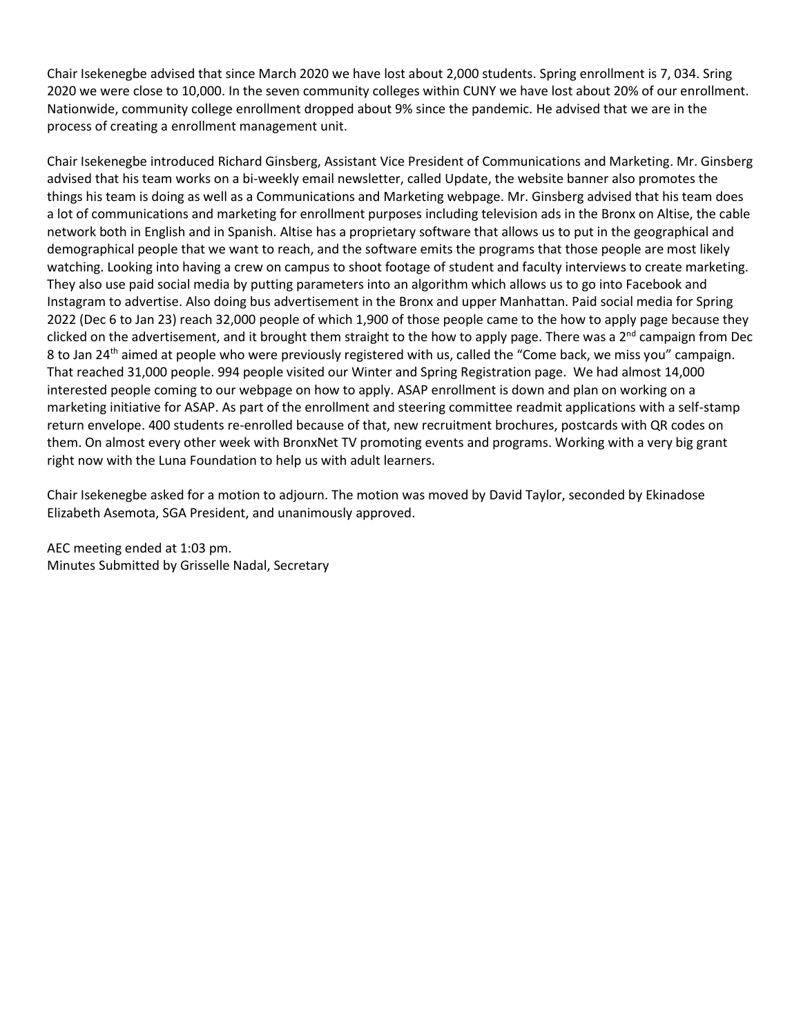Chair Isekenegbe advised that since March 2020 we have lost about 2,000 students. Spring enrollment is 7, 034. Sring 2020 we were close to 10,000. In the seven community colleges within CUNY we have lost about 20% of our enrollment. Nationwide, community college enrollment dropped about 9% since the pandemic. He advised that we are in the process of creating a enrollment management unit.

Chair Isekenegbe introduced Richard Ginsberg, Assistant Vice President of Communications and Marketing. Mr. Ginsberg advised that his team works on a bi-weekly email newsletter, called Update, the website banner also promotes the things his team is doing as well as a Communications and Marketing webpage. Mr. Ginsberg advised that his team does a lot of communications and marketing for enrollment purposes including television ads in the Bronx on Altise, the cable network both in English and in Spanish. Altise has a proprietary software that allows us to put in the geographical and demographical people that we want to reach, and the software emits the programs that those people are most likely watching. Looking into having a crew on campus to shoot footage of student and faculty interviews to create marketing. They also use paid social media by putting parameters into an algorithm which allows us to go into Facebook and Instagram to advertise. Also doing bus advertisement in the Bronx and upper Manhattan. Paid social media for Spring 2022 (Dec 6 to Jan 23) reach 32,000 people of which 1,900 of those people came to the how to apply page because they clicked on the advertisement, and it brought them straight to the how to apply page. There was a 2nd campaign from Dec 8 to Jan 24th aimed at people who were previously registered with us, called the "Come back, we miss you" campaign. That reached 31,000 people. 994 people visited our Winter and Spring Registration page. We had almost 14,000 interested people coming to our webpage on how to apply. ASAP enrollment is down and plan on working on a marketing initiative for ASAP. As part of the enrollment and steering committee readmit applications with a self-stamp return envelope. 400 students re-enrolled because of that, new recruitment brochures, postcards with QR codes on them. On almost every other week with BronxNet TV promoting events and programs. Working with a very big grant right now with the Luna Foundation to help us with adult learners.

Chair Isekenegbe asked for a motion to adjourn. The motion was moved by David Taylor, seconded by Ekinadose Elizabeth Asemota, SGA President, and unanimously approved.

AEC meeting ended at 1:03 pm.
Minutes Submitted by Grisselle Nadal, Secretary